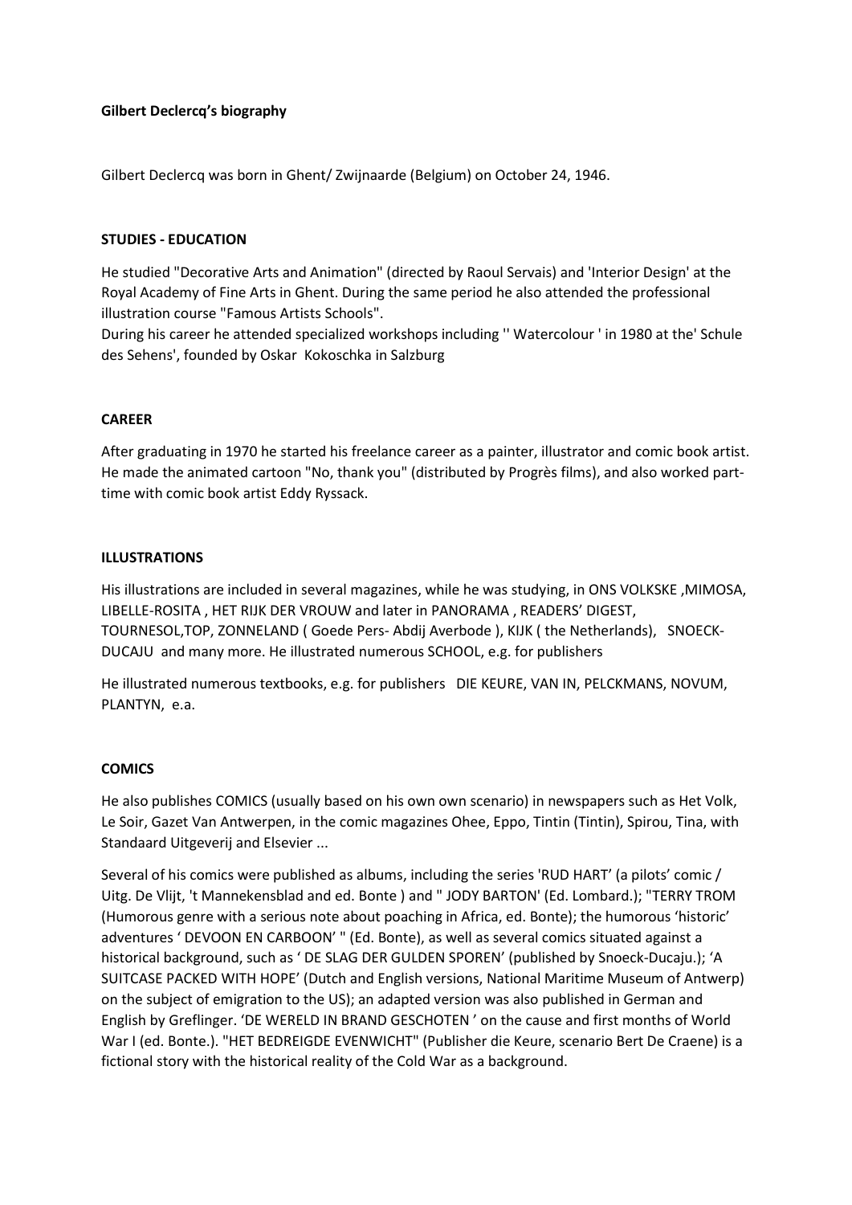**Gilbert Declercq's biography**

Gilbert Declercq was born in Ghent/ Zwijnaarde (Belgium) on October 24, 1946.

**STUDIES - EDUCATION**

He studied "Decorative Arts and Animation" (directed by Raoul Servais) and 'Interior Design' at the Royal Academy of Fine Arts in Ghent. During the same period he also attended the professional illustration course "Famous Artists Schools".
During his career he attended specialized workshops including '' Watercolour ' in 1980 at the' Schule des Sehens', founded by Oskar Kokoschka in Salzburg

**CAREER**

After graduating in 1970 he started his freelance career as a painter, illustrator and comic book artist. He made the animated cartoon "No, thank you" (distributed by Progrès films), and also worked part-time with comic book artist Eddy Ryssack.

**ILLUSTRATIONS**

His illustrations are included in several magazines, while he was studying, in ONS VOLKSKE ,MIMOSA, LIBELLE-ROSITA , HET RIJK DER VROUW and later in PANORAMA , READERS' DIGEST, TOURNESOL,TOP, ZONNELAND ( Goede Pers- Abdij Averbode ), KIJK ( the Netherlands), SNOECK-DUCAJU and many more. He illustrated numerous SCHOOL, e.g. for publishers

He illustrated numerous textbooks, e.g. for publishers DIE KEURE, VAN IN, PELCKMANS, NOVUM, PLANTYN, e.a.

**COMICS**

He also publishes COMICS (usually based on his own own scenario) in newspapers such as Het Volk, Le Soir, Gazet Van Antwerpen, in the comic magazines Ohee, Eppo, Tintin (Tintin), Spirou, Tina, with Standaard Uitgeverij and Elsevier ...

Several of his comics were published as albums, including the series 'RUD HART' (a pilots' comic / Uitg. De Vlijt, 't Mannekensblad and ed. Bonte ) and " JODY BARTON' (Ed. Lombard.); "TERRY TROM (Humorous genre with a serious note about poaching in Africa, ed. Bonte); the humorous 'historic' adventures ' DEVOON EN CARBOON' " (Ed. Bonte), as well as several comics situated against a historical background, such as ' DE SLAG DER GULDEN SPOREN' (published by Snoeck-Ducaju.); 'A SUITCASE PACKED WITH HOPE' (Dutch and English versions, National Maritime Museum of Antwerp) on the subject of emigration to the US); an adapted version was also published in German and English by Greflinger. 'DE WERELD IN BRAND GESCHOTEN ' on the cause and first months of World War I (ed. Bonte.). "HET BEDREIGDE EVENWICHT" (Publisher die Keure, scenario Bert De Craene) is a fictional story with the historical reality of the Cold War as a background.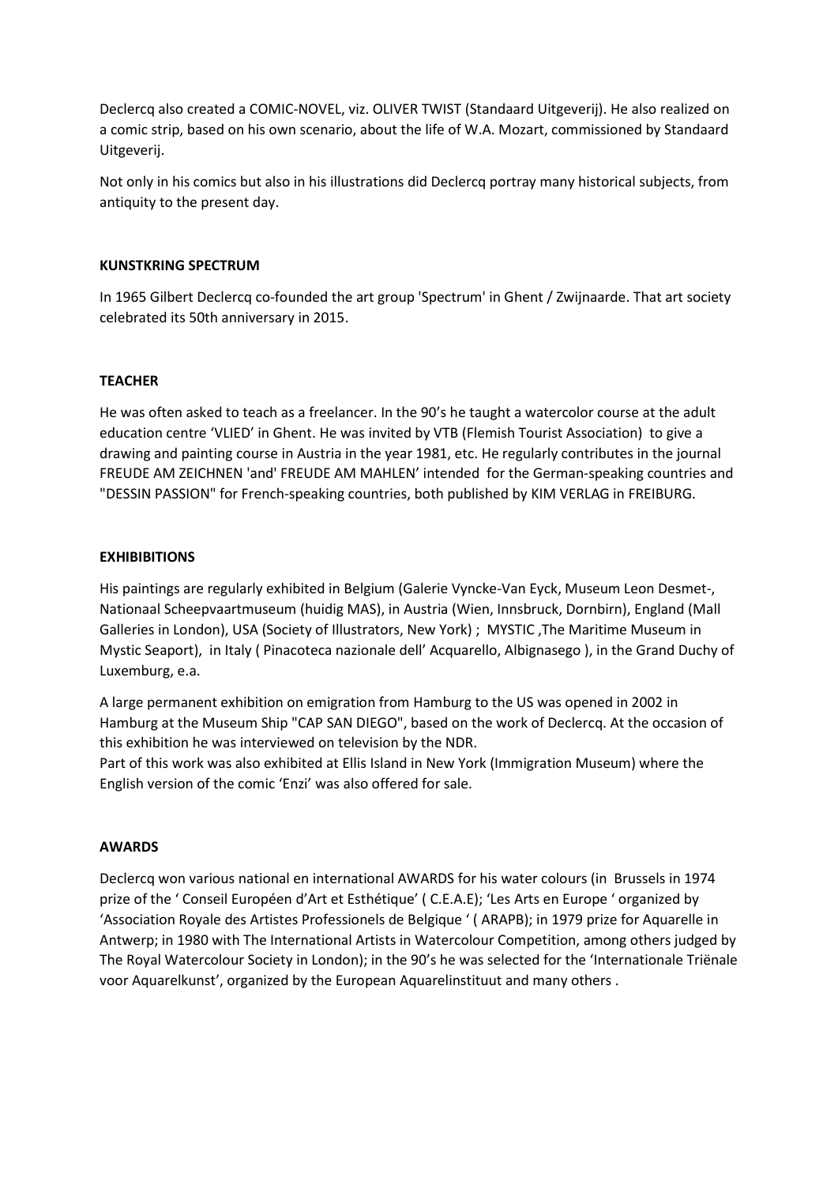Declercq also created a COMIC-NOVEL, viz. OLIVER TWIST (Standaard Uitgeverij). He also realized on a comic strip, based on his own scenario, about the life of W.A. Mozart, commissioned by Standaard Uitgeverij.

Not only in his comics but also in his illustrations did Declercq portray many historical subjects, from antiquity to the present day.

**KUNSTKRING SPECTRUM**

In 1965 Gilbert Declercq co-founded the art group 'Spectrum' in Ghent / Zwijnaarde. That art society celebrated its 50th anniversary in 2015.

**TEACHER**

He was often asked to teach as a freelancer. In the 90's he taught a watercolor course at the adult education centre 'VLIED' in Ghent. He was invited by VTB (Flemish Tourist Association) to give a drawing and painting course in Austria in the year 1981, etc. He regularly contributes in the journal FREUDE AM ZEICHNEN 'and' FREUDE AM MAHLEN' intended for the German-speaking countries and "DESSIN PASSION" for French-speaking countries, both published by KIM VERLAG in FREIBURG.

**EXHIBIBITIONS**

His paintings are regularly exhibited in Belgium (Galerie Vyncke-Van Eyck, Museum Leon Desmet-, Nationaal Scheepvaartmuseum (huidig MAS), in Austria (Wien, Innsbruck, Dornbirn), England (Mall Galleries in London), USA (Society of Illustrators, New York) ; MYSTIC ,The Maritime Museum in Mystic Seaport), in Italy ( Pinacoteca nazionale dell' Acquarello, Albignasego ), in the Grand Duchy of Luxemburg, e.a.

A large permanent exhibition on emigration from Hamburg to the US was opened in 2002 in Hamburg at the Museum Ship "CAP SAN DIEGO", based on the work of Declercq. At the occasion of this exhibition he was interviewed on television by the NDR.
Part of this work was also exhibited at Ellis Island in New York (Immigration Museum) where the English version of the comic 'Enzi' was also offered for sale.

**AWARDS**

Declercq won various national en international AWARDS for his water colours (in Brussels in 1974 prize of the ' Conseil Européen d'Art et Esthétique' ( C.E.A.E); 'Les Arts en Europe ' organized by 'Association Royale des Artistes Professionels de Belgique ' ( ARAPB); in 1979 prize for Aquarelle in Antwerp; in 1980 with The International Artists in Watercolour Competition, among others judged by The Royal Watercolour Society in London); in the 90's he was selected for the 'Internationale Triënale voor Aquarelkunst', organized by the European Aquarelinstituut and many others .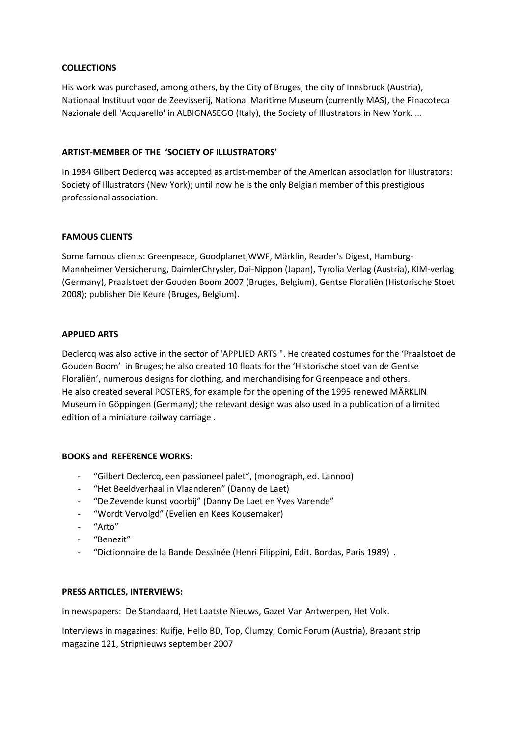## COLLECTIONS

His work was purchased, among others, by the City of Bruges, the city of Innsbruck (Austria), Nationaal Instituut voor de Zeevisserij, National Maritime Museum (currently MAS), the Pinacoteca Nazionale dell 'Acquarello' in ALBIGNASEGO (Italy), the Society of Illustrators in New York, …

## ARTIST-MEMBER OF THE 'SOCIETY OF ILLUSTRATORS'

In 1984 Gilbert Declercq was accepted as artist-member of the American association for illustrators: Society of Illustrators (New York); until now he is the only Belgian member of this prestigious professional association.

## FAMOUS CLIENTS

Some famous clients: Greenpeace, Goodplanet,WWF, Märklin, Reader's Digest, Hamburg-Mannheimer Versicherung, DaimlerChrysler, Dai-Nippon (Japan), Tyrolia Verlag (Austria), KIM-verlag (Germany), Praalstoet der Gouden Boom 2007 (Bruges, Belgium), Gentse Floraliën (Historische Stoet 2008); publisher Die Keure (Bruges, Belgium).

## APPLIED ARTS

Declercq was also active in the sector of 'APPLIED ARTS ". He created costumes for the 'Praalstoet de Gouden Boom' in Bruges; he also created 10 floats for the 'Historische stoet van de Gentse Floraliën', numerous designs for clothing, and merchandising for Greenpeace and others.
He also created several POSTERS, for example for the opening of the 1995 renewed MÄRKLIN Museum in Göppingen (Germany); the relevant design was also used in a publication of a limited edition of a miniature railway carriage .

## BOOKS and REFERENCE WORKS:

- "Gilbert Declercq, een passioneel palet", (monograph, ed. Lannoo)
- "Het Beeldverhaal in Vlaanderen" (Danny de Laet)
- "De Zevende kunst voorbij" (Danny De Laet en Yves Varende"
- "Wordt Vervolgd" (Evelien en Kees Kousemaker)
- "Arto"
- "Benezit"
- "Dictionnaire de la Bande Dessinée (Henri Filippini, Edit. Bordas, Paris 1989) .

## PRESS ARTICLES, INTERVIEWS:

In newspapers: De Standaard, Het Laatste Nieuws, Gazet Van Antwerpen, Het Volk.

Interviews in magazines: Kuifje, Hello BD, Top, Clumzy, Comic Forum (Austria), Brabant strip magazine 121, Stripnieuws september 2007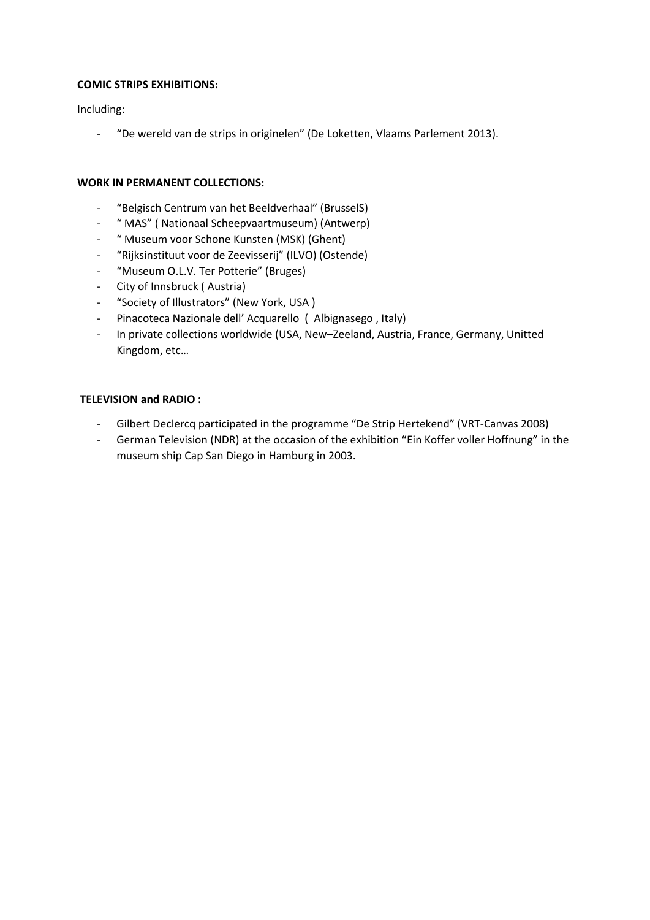**COMIC STRIPS EXHIBITIONS:**

Including:

- "De wereld van de strips in originelen" (De Loketten, Vlaams Parlement 2013).

**WORK IN PERMANENT COLLECTIONS:**

- "Belgisch Centrum van het Beeldverhaal" (BrusselS)
- " MAS" ( Nationaal Scheepvaartmuseum) (Antwerp)
- " Museum voor Schone Kunsten (MSK) (Ghent)
- "Rijksinstituut voor de Zeevisserij" (ILVO) (Ostende)
- "Museum O.L.V. Ter Potterie" (Bruges)
- City of Innsbruck ( Austria)
- "Society of Illustrators" (New York, USA )
- Pinacoteca Nazionale dell' Acquarello ( Albignasego , Italy)
- In private collections worldwide (USA, New–Zeeland, Austria, France, Germany, Unitted Kingdom, etc…

**TELEVISION and RADIO :**

- Gilbert Declercq participated in the programme "De Strip Hertekend" (VRT-Canvas 2008)
- German Television (NDR) at the occasion of the exhibition "Ein Koffer voller Hoffnung" in the museum ship Cap San Diego in Hamburg in 2003.